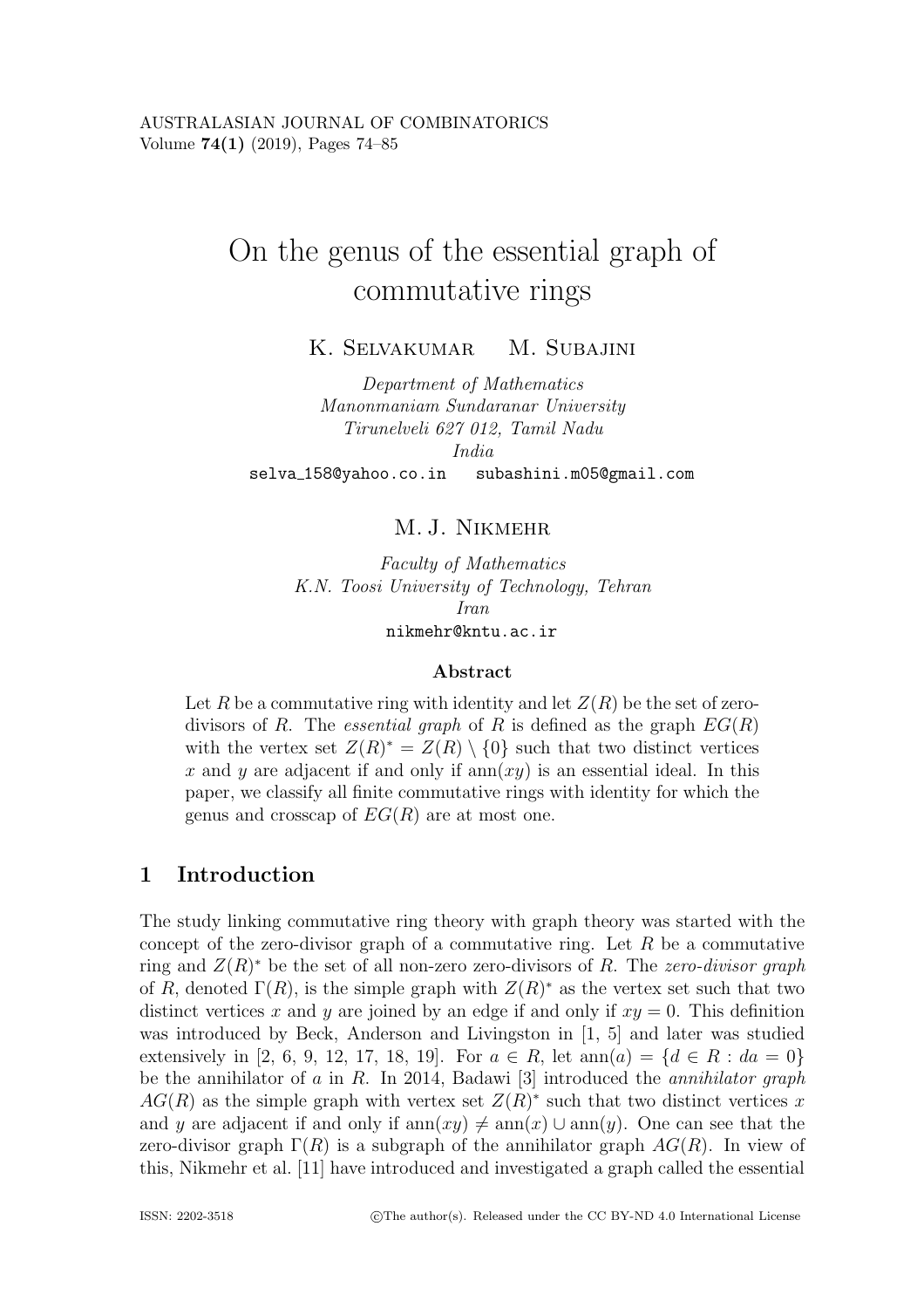# On the genus of the essential graph of commutative rings

K. Selvakumar  M. Subajini

*Department of Mathematics*
*Manonmaniam Sundaranar University*
*Tirunelveli 627 012, Tamil Nadu*
*India*

selva_158@yahoo.co.in  subashini.m05@gmail.com

M. J. Nikmehr

*Faculty of Mathematics*
*K.N. Toosi University of Technology, Tehran*
*Iran*

nikmehr@kntu.ac.ir

## Abstract

Let $R$ be a commutative ring with identity and let $Z(R)$ be the set of zero-divisors of $R$. The *essential graph* of $R$ is defined as the graph $EG(R)$ with the vertex set $Z(R)^* = Z(R) \setminus \{0\}$ such that two distinct vertices $x$ and $y$ are adjacent if and only if $\text{ann}(xy)$ is an essential ideal. In this paper, we classify all finite commutative rings with identity for which the genus and crosscap of $EG(R)$ are at most one.

## 1 Introduction

The study linking commutative ring theory with graph theory was started with the concept of the zero-divisor graph of a commutative ring. Let $R$ be a commutative ring and $Z(R)^*$ be the set of all non-zero zero-divisors of $R$. The *zero-divisor graph* of $R$, denoted $\Gamma(R)$, is the simple graph with $Z(R)^*$ as the vertex set such that two distinct vertices $x$ and $y$ are joined by an edge if and only if $xy = 0$. This definition was introduced by Beck, Anderson and Livingston in [1, 5] and later was studied extensively in [2, 6, 9, 12, 17, 18, 19]. For $a \in R$, let $\text{ann}(a) = \{d \in R : da = 0\}$ be the annihilator of $a$ in $R$. In 2014, Badawi [3] introduced the *annihilator graph* $AG(R)$ as the simple graph with vertex set $Z(R)^*$ such that two distinct vertices $x$ and $y$ are adjacent if and only if $\text{ann}(xy) \neq \text{ann}(x) \cup \text{ann}(y)$. One can see that the zero-divisor graph $\Gamma(R)$ is a subgraph of the annihilator graph $AG(R)$. In view of this, Nikmehr et al. [11] have introduced and investigated a graph called the essential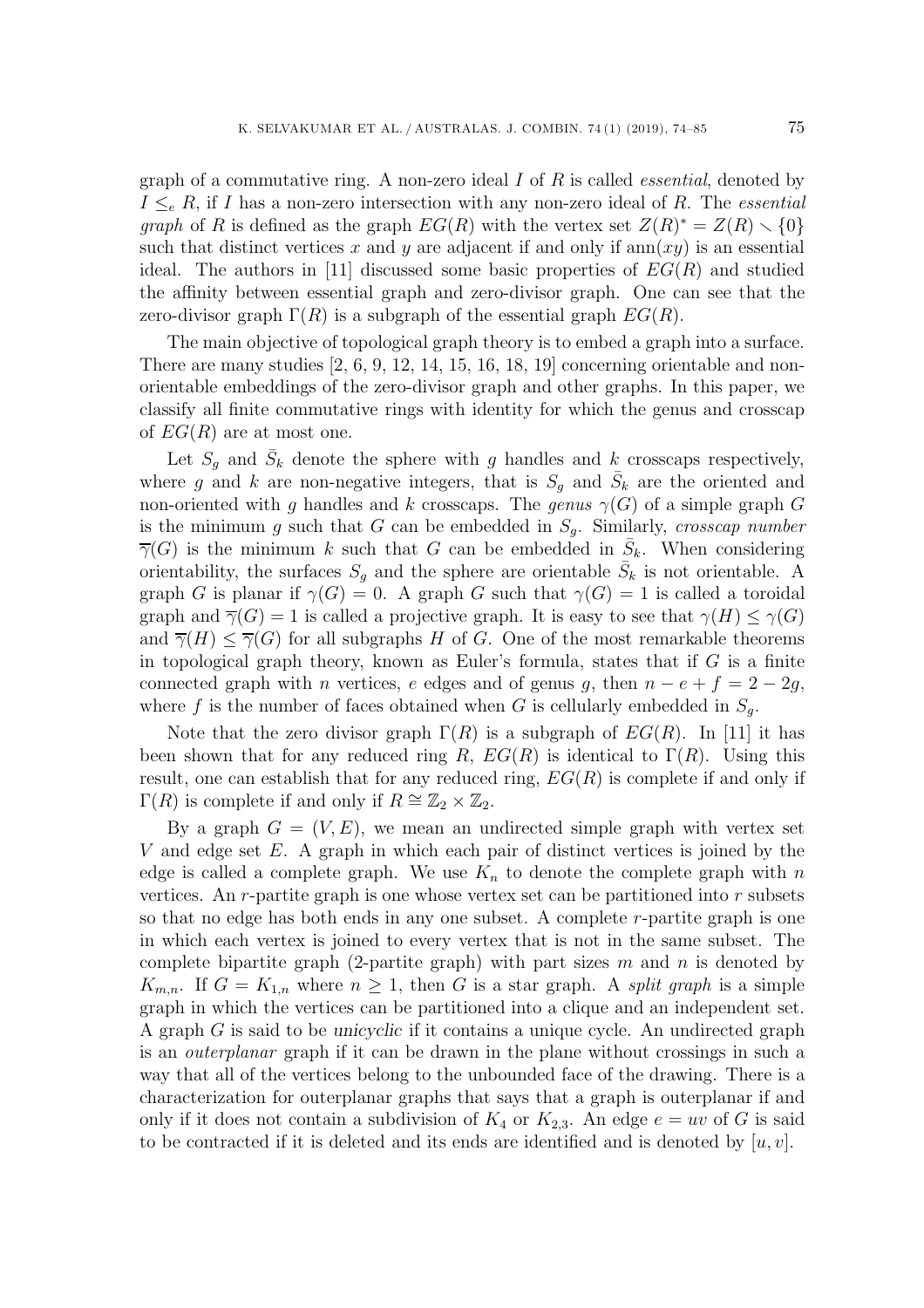graph of a commutative ring. A non-zero ideal $I$ of $R$ is called *essential*, denoted by $I \leq_e R$, if $I$ has a non-zero intersection with any non-zero ideal of $R$. The *essential graph* of $R$ is defined as the graph $EG(R)$ with the vertex set $Z(R)^* = Z(R) \setminus \{0\}$ such that distinct vertices $x$ and $y$ are adjacent if and only if $\operatorname{ann}(xy)$ is an essential ideal. The authors in [11] discussed some basic properties of $EG(R)$ and studied the affinity between essential graph and zero-divisor graph. One can see that the zero-divisor graph $\Gamma(R)$ is a subgraph of the essential graph $EG(R)$.

The main objective of topological graph theory is to embed a graph into a surface. There are many studies [2, 6, 9, 12, 14, 15, 16, 18, 19] concerning orientable and non-orientable embeddings of the zero-divisor graph and other graphs. In this paper, we classify all finite commutative rings with identity for which the genus and crosscap of $EG(R)$ are at most one.

Let $S_g$ and $\bar{S}_k$ denote the sphere with $g$ handles and $k$ crosscaps respectively, where $g$ and $k$ are non-negative integers, that is $S_g$ and $\bar{S}_k$ are the oriented and non-oriented with $g$ handles and $k$ crosscaps. The *genus* $\gamma(G)$ of a simple graph $G$ is the minimum $g$ such that $G$ can be embedded in $S_g$. Similarly, *crosscap number* $\overline{\gamma}(G)$ is the minimum $k$ such that $G$ can be embedded in $\bar{S}_k$. When considering orientability, the surfaces $S_g$ and the sphere are orientable $\bar{S}_k$ is not orientable. A graph $G$ is planar if $\gamma(G) = 0$. A graph $G$ such that $\gamma(G) = 1$ is called a toroidal graph and $\overline{\gamma}(G) = 1$ is called a projective graph. It is easy to see that $\gamma(H) \leq \gamma(G)$ and $\overline{\gamma}(H) \leq \overline{\gamma}(G)$ for all subgraphs $H$ of $G$. One of the most remarkable theorems in topological graph theory, known as Euler's formula, states that if $G$ is a finite connected graph with $n$ vertices, $e$ edges and of genus $g$, then $n - e + f = 2 - 2g$, where $f$ is the number of faces obtained when $G$ is cellularly embedded in $S_g$.

Note that the zero divisor graph $\Gamma(R)$ is a subgraph of $EG(R)$. In [11] it has been shown that for any reduced ring $R$, $EG(R)$ is identical to $\Gamma(R)$. Using this result, one can establish that for any reduced ring, $EG(R)$ is complete if and only if $\Gamma(R)$ is complete if and only if $R \cong \mathbb{Z}_2 \times \mathbb{Z}_2$.

By a graph $G = (V, E)$, we mean an undirected simple graph with vertex set $V$ and edge set $E$. A graph in which each pair of distinct vertices is joined by the edge is called a complete graph. We use $K_n$ to denote the complete graph with $n$ vertices. An $r$-partite graph is one whose vertex set can be partitioned into $r$ subsets so that no edge has both ends in any one subset. A complete $r$-partite graph is one in which each vertex is joined to every vertex that is not in the same subset. The complete bipartite graph (2-partite graph) with part sizes $m$ and $n$ is denoted by $K_{m,n}$. If $G = K_{1,n}$ where $n \geq 1$, then $G$ is a star graph. A *split graph* is a simple graph in which the vertices can be partitioned into a clique and an independent set. A graph $G$ is said to be *unicyclic* if it contains a unique cycle. An undirected graph is an *outerplanar* graph if it can be drawn in the plane without crossings in such a way that all of the vertices belong to the unbounded face of the drawing. There is a characterization for outerplanar graphs that says that a graph is outerplanar if and only if it does not contain a subdivision of $K_4$ or $K_{2,3}$. An edge $e = uv$ of $G$ is said to be contracted if it is deleted and its ends are identified and is denoted by $[u, v]$.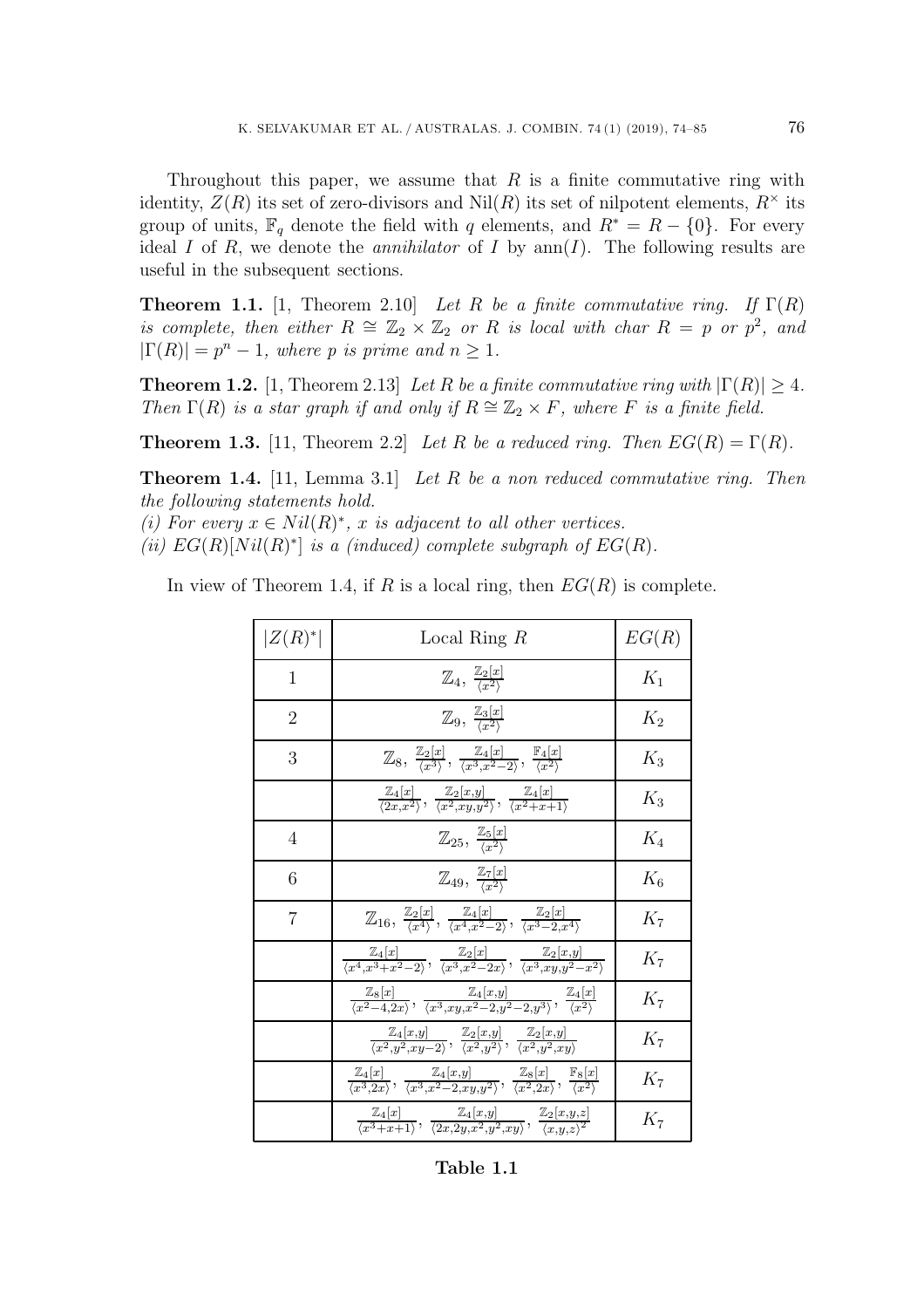Throughout this paper, we assume that $R$ is a finite commutative ring with identity, $Z(R)$ its set of zero-divisors and $\mathrm{Nil}(R)$ its set of nilpotent elements, $R^{\times}$ its group of units, $\mathbb{F}_q$ denote the field with $q$ elements, and $R^* = R - \{0\}$. For every ideal $I$ of $R$, we denote the *annihilator* of $I$ by $\mathrm{ann}(I)$. The following results are useful in the subsequent sections.

**Theorem 1.1.** [1, Theorem 2.10] *Let $R$ be a finite commutative ring. If $\Gamma(R)$ is complete, then either $R \cong \mathbb{Z}_2 \times \mathbb{Z}_2$ or $R$ is local with char $R = p$ or $p^2$, and $|\Gamma(R)| = p^n - 1$, where $p$ is prime and $n \geq 1$.*

**Theorem 1.2.** [1, Theorem 2.13] *Let $R$ be a finite commutative ring with $|\Gamma(R)| \geq 4$. Then $\Gamma(R)$ is a star graph if and only if $R \cong \mathbb{Z}_2 \times F$, where $F$ is a finite field.*

**Theorem 1.3.** [11, Theorem 2.2] *Let $R$ be a reduced ring. Then $EG(R) = \Gamma(R)$.*

**Theorem 1.4.** [11, Lemma 3.1] *Let $R$ be a non reduced commutative ring. Then the following statements hold.*
*(i) For every $x \in Nil(R)^*$, $x$ is adjacent to all other vertices.*
*(ii) $EG(R)[Nil(R)^*]$ is a (induced) complete subgraph of $EG(R)$.*

In view of Theorem 1.4, if $R$ is a local ring, then $EG(R)$ is complete.

| $\lvert Z(R)^*\rvert$ | Local Ring $R$ | $EG(R)$ |
|---|---|---|
| 1 | $\mathbb{Z}_4,\ \frac{\mathbb{Z}_2[x]}{\langle x^2\rangle}$ | $K_1$ |
| 2 | $\mathbb{Z}_9,\ \frac{\mathbb{Z}_3[x]}{\langle x^2\rangle}$ | $K_2$ |
| 3 | $\mathbb{Z}_8,\ \frac{\mathbb{Z}_2[x]}{\langle x^3\rangle},\ \frac{\mathbb{Z}_4[x]}{\langle x^3, x^2-2\rangle},\ \frac{\mathbb{F}_4[x]}{\langle x^2\rangle}$ | $K_3$ |
| | $\frac{\mathbb{Z}_4[x]}{\langle 2x, x^2\rangle},\ \frac{\mathbb{Z}_2[x,y]}{\langle x^2, xy, y^2\rangle},\ \frac{\mathbb{Z}_4[x]}{\langle x^2+x+1\rangle}$ | $K_3$ |
| 4 | $\mathbb{Z}_{25},\ \frac{\mathbb{Z}_5[x]}{\langle x^2\rangle}$ | $K_4$ |
| 6 | $\mathbb{Z}_{49},\ \frac{\mathbb{Z}_7[x]}{\langle x^2\rangle}$ | $K_6$ |
| 7 | $\mathbb{Z}_{16},\ \frac{\mathbb{Z}_2[x]}{\langle x^4\rangle},\ \frac{\mathbb{Z}_4[x]}{\langle x^4, x^2-2\rangle},\ \frac{\mathbb{Z}_2[x]}{\langle x^3-2, x^4\rangle}$ | $K_7$ |
| | $\frac{\mathbb{Z}_4[x]}{\langle x^4, x^3+x^2-2\rangle},\ \frac{\mathbb{Z}_2[x]}{\langle x^3, x^2-2x\rangle},\ \frac{\mathbb{Z}_2[x,y]}{\langle x^3, xy, y^2-x^2\rangle}$ | $K_7$ |
| | $\frac{\mathbb{Z}_8[x]}{\langle x^2-4, 2x\rangle},\ \frac{\mathbb{Z}_4[x,y]}{\langle x^3, xy, x^2-2, y^2-2, y^3\rangle},\ \frac{\mathbb{Z}_4[x]}{\langle x^2\rangle}$ | $K_7$ |
| | $\frac{\mathbb{Z}_4[x,y]}{\langle x^2, y^2, xy-2\rangle},\ \frac{\mathbb{Z}_2[x,y]}{\langle x^2, y^2\rangle},\ \frac{\mathbb{Z}_2[x,y]}{\langle x^2, y^2, xy\rangle}$ | $K_7$ |
| | $\frac{\mathbb{Z}_4[x]}{\langle x^3, 2x\rangle},\ \frac{\mathbb{Z}_4[x,y]}{\langle x^3, x^2-2, xy, y^2\rangle},\ \frac{\mathbb{Z}_8[x]}{\langle x^2, 2x\rangle},\ \frac{\mathbb{F}_8[x]}{\langle x^2\rangle}$ | $K_7$ |
| | $\frac{\mathbb{Z}_4[x]}{\langle x^3+x+1\rangle},\ \frac{\mathbb{Z}_4[x,y]}{\langle 2x, 2y, x^2, y^2, xy\rangle},\ \frac{\mathbb{Z}_2[x,y,z]}{\langle x,y,z\rangle^2}$ | $K_7$ |

**Table 1.1**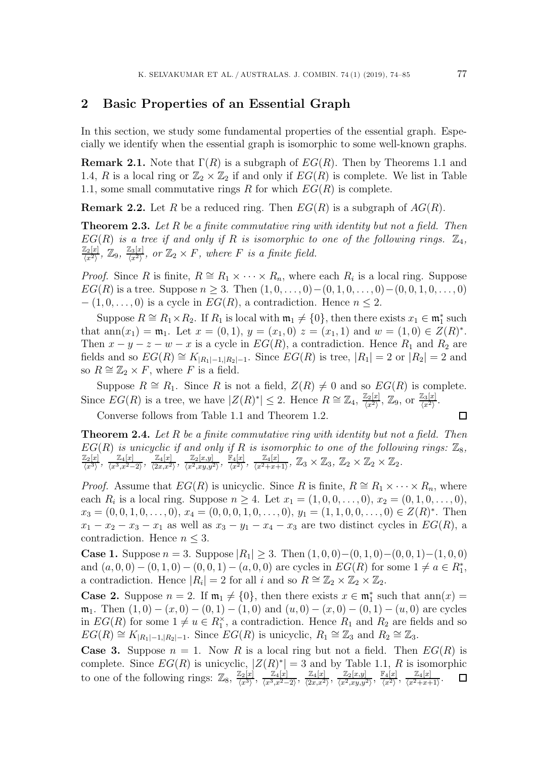## 2 Basic Properties of an Essential Graph

In this section, we study some fundamental properties of the essential graph. Especially we identify when the essential graph is isomorphic to some well-known graphs.

**Remark 2.1.** Note that $\Gamma(R)$ is a subgraph of $EG(R)$. Then by Theorems 1.1 and 1.4, $R$ is a local ring or $\mathbb{Z}_2 \times \mathbb{Z}_2$ if and only if $EG(R)$ is complete. We list in Table 1.1, some small commutative rings $R$ for which $EG(R)$ is complete.

**Remark 2.2.** Let $R$ be a reduced ring. Then $EG(R)$ is a subgraph of $AG(R)$.

**Theorem 2.3.** *Let $R$ be a finite commutative ring with identity but not a field. Then $EG(R)$ is a tree if and only if $R$ is isomorphic to one of the following rings. $\mathbb{Z}_4$, $\frac{\mathbb{Z}_2[x]}{\langle x^2\rangle}$, $\mathbb{Z}_9$, $\frac{\mathbb{Z}_3[x]}{\langle x^2\rangle}$, or $\mathbb{Z}_2 \times F$, where $F$ is a finite field.*

*Proof.* Since $R$ is finite, $R \cong R_1 \times \cdots \times R_n$, where each $R_i$ is a local ring. Suppose $EG(R)$ is a tree. Suppose $n \geq 3$. Then $(1, 0, \ldots, 0) - (0, 1, 0, \ldots, 0) - (0, 0, 1, 0, \ldots, 0)$ $- (1, 0, \ldots, 0)$ is a cycle in $EG(R)$, a contradiction. Hence $n \leq 2$.

Suppose $R \cong R_1 \times R_2$. If $R_1$ is local with $\mathfrak{m}_1 \neq \{0\}$, then there exists $x_1 \in \mathfrak{m}_1^*$ such that $\operatorname{ann}(x_1) = \mathfrak{m}_1$. Let $x = (0, 1)$, $y = (x_1, 0)$ $z = (x_1, 1)$ and $w = (1, 0) \in Z(R)^*$. Then $x - y - z - w - x$ is a cycle in $EG(R)$, a contradiction. Hence $R_1$ and $R_2$ are fields and so $EG(R) \cong K_{|R_1|-1,|R_2|-1}$. Since $EG(R)$ is tree, $|R_1| = 2$ or $|R_2| = 2$ and so $R \cong \mathbb{Z}_2 \times F$, where $F$ is a field.

Suppose $R \cong R_1$. Since $R$ is not a field, $Z(R) \neq 0$ and so $EG(R)$ is complete. Since $EG(R)$ is a tree, we have $|Z(R)^*| \leq 2$. Hence $R \cong \mathbb{Z}_4$, $\frac{\mathbb{Z}_2[x]}{\langle x^2\rangle}$, $\mathbb{Z}_9$, or $\frac{\mathbb{Z}_3[x]}{\langle x^2\rangle}$.

Converse follows from Table 1.1 and Theorem 1.2. □

**Theorem 2.4.** *Let $R$ be a finite commutative ring with identity but not a field. Then $EG(R)$ is unicyclic if and only if $R$ is isomorphic to one of the following rings: $\mathbb{Z}_8$, $\frac{\mathbb{Z}_2[x]}{\langle x^3\rangle}$, $\frac{\mathbb{Z}_4[x]}{\langle x^3, x^2-2\rangle}$, $\frac{\mathbb{Z}_4[x]}{\langle 2x, x^2\rangle}$, $\frac{\mathbb{Z}_2[x,y]}{\langle x^2, xy, y^2\rangle}$, $\frac{\mathbb{F}_4[x]}{\langle x^2\rangle}$, $\frac{\mathbb{Z}_4[x]}{\langle x^2+x+1\rangle}$, $\mathbb{Z}_3 \times \mathbb{Z}_3$, $\mathbb{Z}_2 \times \mathbb{Z}_2 \times \mathbb{Z}_2$.*

*Proof.* Assume that $EG(R)$ is unicyclic. Since $R$ is finite, $R \cong R_1 \times \cdots \times R_n$, where each $R_i$ is a local ring. Suppose $n \geq 4$. Let $x_1 = (1, 0, 0, \ldots, 0)$, $x_2 = (0, 1, 0, \ldots, 0)$, $x_3 = (0, 0, 1, 0, \ldots, 0)$, $x_4 = (0, 0, 0, 1, 0, \ldots, 0)$, $y_1 = (1, 1, 0, 0, \ldots, 0) \in Z(R)^*$. Then $x_1 - x_2 - x_3 - x_1$ as well as $x_3 - y_1 - x_4 - x_3$ are two distinct cycles in $EG(R)$, a contradiction. Hence $n \leq 3$.

**Case 1.** Suppose $n = 3$. Suppose $|R_1| \geq 3$. Then $(1, 0, 0) - (0, 1, 0) - (0, 0, 1) - (1, 0, 0)$ and $(a, 0, 0) - (0, 1, 0) - (0, 0, 1) - (a, 0, 0)$ are cycles in $EG(R)$ for some $1 \neq a \in R_1^*$, a contradiction. Hence $|R_i| = 2$ for all $i$ and so $R \cong \mathbb{Z}_2 \times \mathbb{Z}_2 \times \mathbb{Z}_2$.

**Case 2.** Suppose $n = 2$. If $\mathfrak{m}_1 \neq \{0\}$, then there exists $x \in \mathfrak{m}_1^*$ such that $\operatorname{ann}(x) = \mathfrak{m}_1$. Then $(1, 0) - (x, 0) - (0, 1) - (1, 0)$ and $(u, 0) - (x, 0) - (0, 1) - (u, 0)$ are cycles in $EG(R)$ for some $1 \neq u \in R_1^\times$, a contradiction. Hence $R_1$ and $R_2$ are fields and so $EG(R) \cong K_{|R_1|-1,|R_2|-1}$. Since $EG(R)$ is unicyclic, $R_1 \cong \mathbb{Z}_3$ and $R_2 \cong \mathbb{Z}_3$.

**Case 3.** Suppose $n = 1$. Now $R$ is a local ring but not a field. Then $EG(R)$ is complete. Since $EG(R)$ is unicyclic, $|Z(R)^*| = 3$ and by Table 1.1, $R$ is isomorphic to one of the following rings: $\mathbb{Z}_8$, $\frac{\mathbb{Z}_2[x]}{\langle x^3\rangle}$, $\frac{\mathbb{Z}_4[x]}{\langle x^3, x^2-2\rangle}$, $\frac{\mathbb{Z}_4[x]}{\langle 2x, x^2\rangle}$, $\frac{\mathbb{Z}_2[x,y]}{\langle x^2, xy, y^2\rangle}$, $\frac{\mathbb{F}_4[x]}{\langle x^2\rangle}$, $\frac{\mathbb{Z}_4[x]}{\langle x^2+x+1\rangle}$. □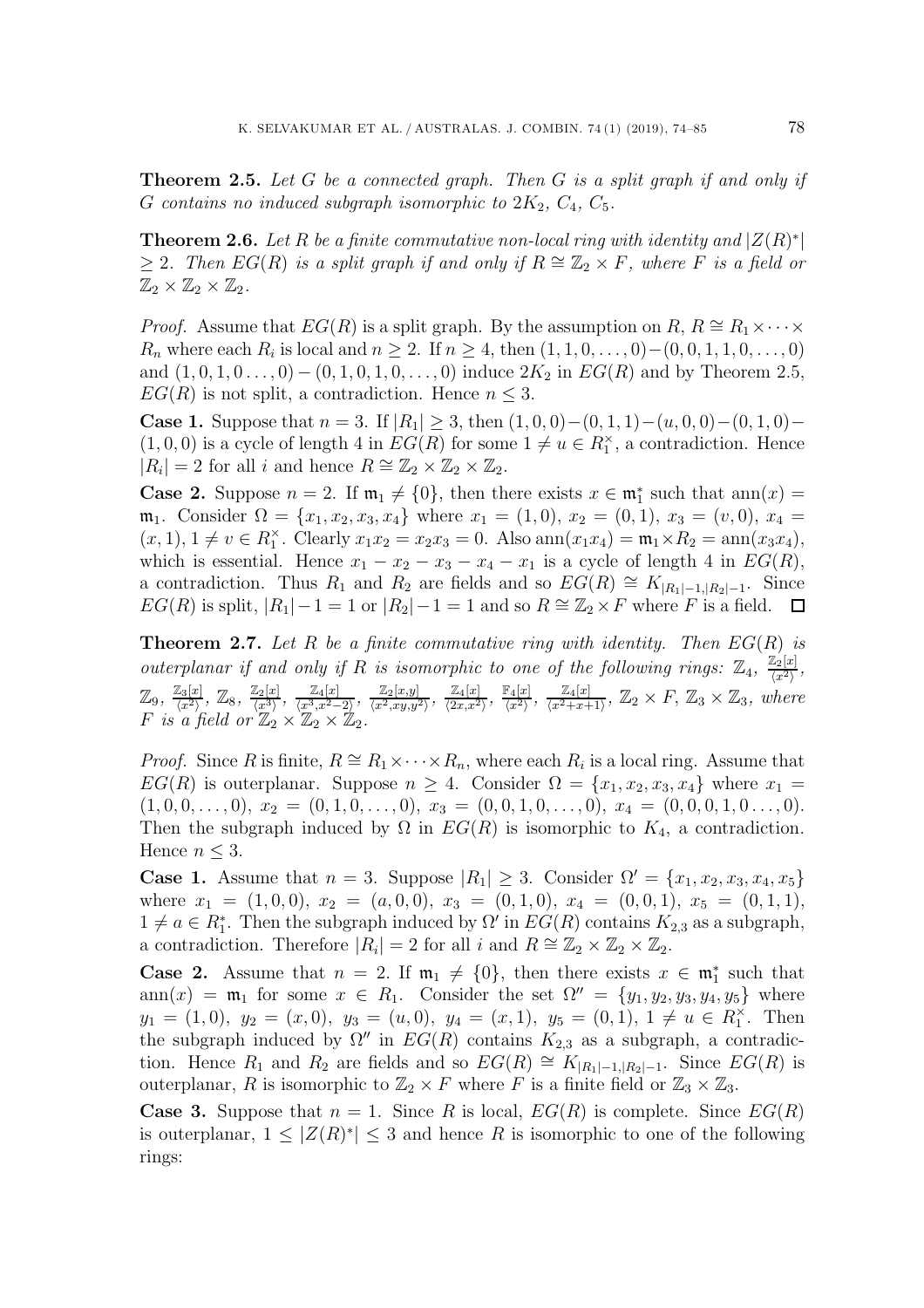**Theorem 2.5.** *Let $G$ be a connected graph. Then $G$ is a split graph if and only if $G$ contains no induced subgraph isomorphic to $2K_2$, $C_4$, $C_5$.*

**Theorem 2.6.** *Let $R$ be a finite commutative non-local ring with identity and $|Z(R)^*| \geq 2$. Then $EG(R)$ is a split graph if and only if $R \cong \mathbb{Z}_2 \times F$, where $F$ is a field or $\mathbb{Z}_2 \times \mathbb{Z}_2 \times \mathbb{Z}_2$.*

*Proof.* Assume that $EG(R)$ is a split graph. By the assumption on $R$, $R \cong R_1 \times \cdots \times R_n$ where each $R_i$ is local and $n \geq 2$. If $n \geq 4$, then $(1,1,0,\ldots,0)-(0,0,1,1,0,\ldots,0)$ and $(1,0,1,0\ldots,0)-(0,1,0,1,0,\ldots,0)$ induce $2K_2$ in $EG(R)$ and by Theorem 2.5, $EG(R)$ is not split, a contradiction. Hence $n \leq 3$.

**Case 1.** Suppose that $n = 3$. If $|R_1| \geq 3$, then $(1,0,0)-(0,1,1)-(u,0,0)-(0,1,0)-(1,0,0)$ is a cycle of length 4 in $EG(R)$ for some $1 \neq u \in R_1^\times$, a contradiction. Hence $|R_i| = 2$ for all $i$ and hence $R \cong \mathbb{Z}_2 \times \mathbb{Z}_2 \times \mathbb{Z}_2$.

**Case 2.** Suppose $n = 2$. If $\mathfrak{m}_1 \neq \{0\}$, then there exists $x \in \mathfrak{m}_1^*$ such that $\text{ann}(x) = \mathfrak{m}_1$. Consider $\Omega = \{x_1, x_2, x_3, x_4\}$ where $x_1 = (1,0)$, $x_2 = (0,1)$, $x_3 = (v,0)$, $x_4 = (x,1)$, $1 \neq v \in R_1^\times$. Clearly $x_1x_2 = x_2x_3 = 0$. Also $\text{ann}(x_1x_4) = \mathfrak{m}_1 \times R_2 = \text{ann}(x_3x_4)$, which is essential. Hence $x_1 - x_2 - x_3 - x_4 - x_1$ is a cycle of length 4 in $EG(R)$, a contradiction. Thus $R_1$ and $R_2$ are fields and so $EG(R) \cong K_{|R_1|-1,|R_2|-1}$. Since $EG(R)$ is split, $|R_1|-1 = 1$ or $|R_2|-1 = 1$ and so $R \cong \mathbb{Z}_2 \times F$ where $F$ is a field. $\square$

**Theorem 2.7.** *Let $R$ be a finite commutative ring with identity. Then $EG(R)$ is outerplanar if and only if $R$ is isomorphic to one of the following rings: $\mathbb{Z}_4$, $\frac{\mathbb{Z}_2[x]}{\langle x^2 \rangle}$, $\mathbb{Z}_9$, $\frac{\mathbb{Z}_3[x]}{\langle x^2 \rangle}$, $\mathbb{Z}_8$, $\frac{\mathbb{Z}_2[x]}{\langle x^3 \rangle}$, $\frac{\mathbb{Z}_4[x]}{\langle x^3, x^2-2 \rangle}$, $\frac{\mathbb{Z}_2[x,y]}{\langle x^2, xy, y^2 \rangle}$, $\frac{\mathbb{Z}_4[x]}{\langle 2x, x^2 \rangle}$, $\frac{\mathbb{F}_4[x]}{\langle x^2 \rangle}$, $\frac{\mathbb{Z}_4[x]}{\langle x^2+x+1 \rangle}$, $\mathbb{Z}_2 \times F$, $\mathbb{Z}_3 \times \mathbb{Z}_3$, where $F$ is a field or $\mathbb{Z}_2 \times \mathbb{Z}_2 \times \mathbb{Z}_2$.*

*Proof.* Since $R$ is finite, $R \cong R_1 \times \cdots \times R_n$, where each $R_i$ is a local ring. Assume that $EG(R)$ is outerplanar. Suppose $n \geq 4$. Consider $\Omega = \{x_1, x_2, x_3, x_4\}$ where $x_1 = (1,0,0,\ldots,0)$, $x_2 = (0,1,0,\ldots,0)$, $x_3 = (0,0,1,0,\ldots,0)$, $x_4 = (0,0,0,1,0\ldots,0)$. Then the subgraph induced by $\Omega$ in $EG(R)$ is isomorphic to $K_4$, a contradiction. Hence $n \leq 3$.

**Case 1.** Assume that $n = 3$. Suppose $|R_1| \geq 3$. Consider $\Omega' = \{x_1, x_2, x_3, x_4, x_5\}$ where $x_1 = (1,0,0)$, $x_2 = (a,0,0)$, $x_3 = (0,1,0)$, $x_4 = (0,0,1)$, $x_5 = (0,1,1)$, $1 \neq a \in R_1^*$. Then the subgraph induced by $\Omega'$ in $EG(R)$ contains $K_{2,3}$ as a subgraph, a contradiction. Therefore $|R_i| = 2$ for all $i$ and $R \cong \mathbb{Z}_2 \times \mathbb{Z}_2 \times \mathbb{Z}_2$.

**Case 2.** Assume that $n = 2$. If $\mathfrak{m}_1 \neq \{0\}$, then there exists $x \in \mathfrak{m}_1^*$ such that $\text{ann}(x) = \mathfrak{m}_1$ for some $x \in R_1$. Consider the set $\Omega'' = \{y_1, y_2, y_3, y_4, y_5\}$ where $y_1 = (1,0)$, $y_2 = (x,0)$, $y_3 = (u,0)$, $y_4 = (x,1)$, $y_5 = (0,1)$, $1 \neq u \in R_1^\times$. Then the subgraph induced by $\Omega''$ in $EG(R)$ contains $K_{2,3}$ as a subgraph, a contradiction. Hence $R_1$ and $R_2$ are fields and so $EG(R) \cong K_{|R_1|-1,|R_2|-1}$. Since $EG(R)$ is outerplanar, $R$ is isomorphic to $\mathbb{Z}_2 \times F$ where $F$ is a finite field or $\mathbb{Z}_3 \times \mathbb{Z}_3$.

**Case 3.** Suppose that $n = 1$. Since $R$ is local, $EG(R)$ is complete. Since $EG(R)$ is outerplanar, $1 \leq |Z(R)^*| \leq 3$ and hence $R$ is isomorphic to one of the following rings: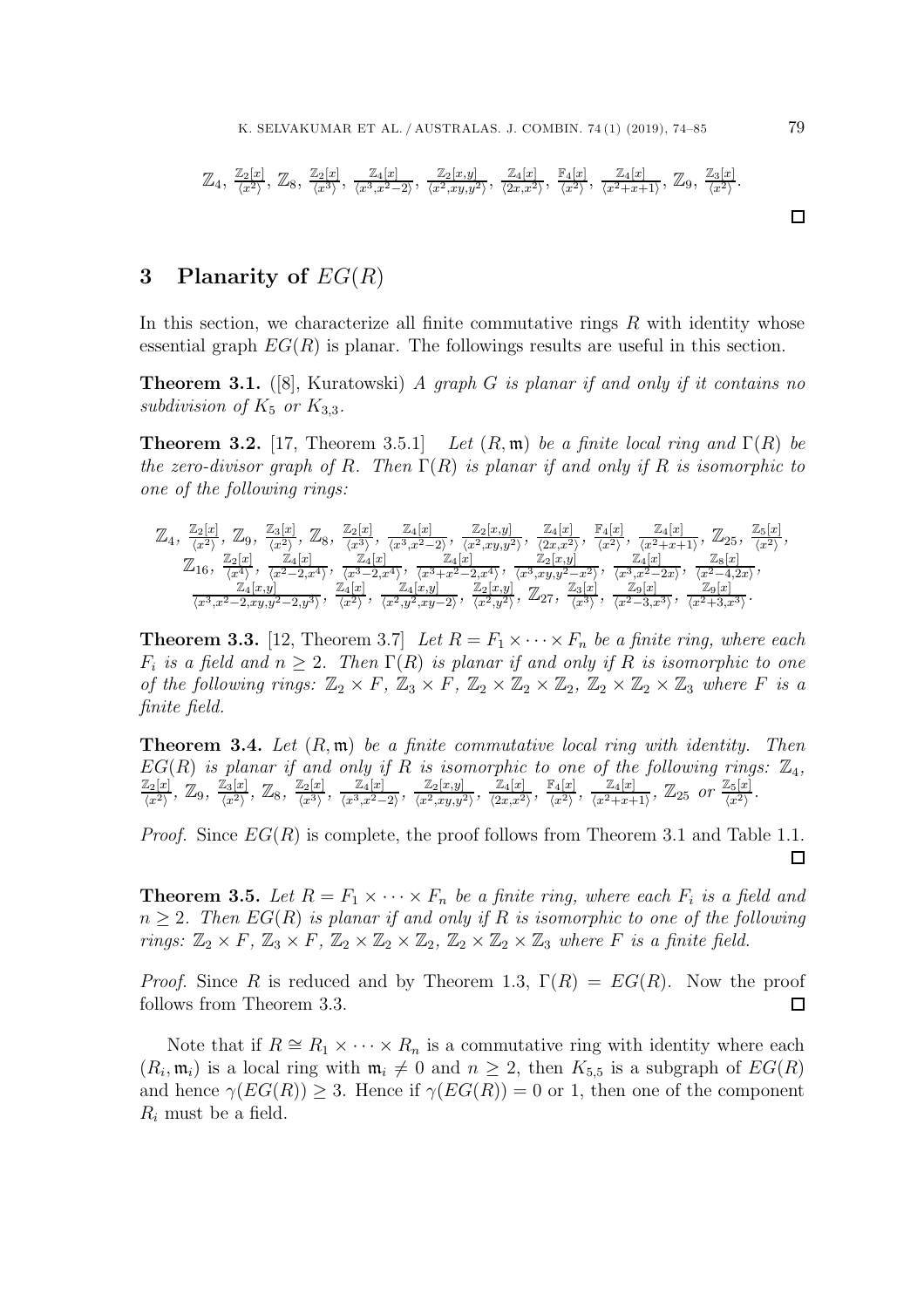$$\mathbb{Z}_4,\ \frac{\mathbb{Z}_2[x]}{\langle x^2\rangle},\ \mathbb{Z}_8,\ \frac{\mathbb{Z}_2[x]}{\langle x^3\rangle},\ \frac{\mathbb{Z}_4[x]}{\langle x^3,x^2-2\rangle},\ \frac{\mathbb{Z}_2[x,y]}{\langle x^2,xy,y^2\rangle},\ \frac{\mathbb{Z}_4[x]}{\langle 2x,x^2\rangle},\ \frac{\mathbb{F}_4[x]}{\langle x^2\rangle},\ \frac{\mathbb{Z}_4[x]}{\langle x^2+x+1\rangle},\ \mathbb{Z}_9,\ \frac{\mathbb{Z}_3[x]}{\langle x^2\rangle}.$$

□

## 3 Planarity of $EG(R)$

In this section, we characterize all finite commutative rings $R$ with identity whose essential graph $EG(R)$ is planar. The followings results are useful in this section.

**Theorem 3.1.** ([8], Kuratowski) *A graph $G$ is planar if and only if it contains no subdivision of $K_5$ or $K_{3,3}$.*

**Theorem 3.2.** [17, Theorem 3.5.1] *Let $(R,\mathfrak{m})$ be a finite local ring and $\Gamma(R)$ be the zero-divisor graph of $R$. Then $\Gamma(R)$ is planar if and only if $R$ is isomorphic to one of the following rings:*

$$\mathbb{Z}_4,\ \frac{\mathbb{Z}_2[x]}{\langle x^2\rangle},\ \mathbb{Z}_9,\ \frac{\mathbb{Z}_3[x]}{\langle x^2\rangle},\ \mathbb{Z}_8,\ \frac{\mathbb{Z}_2[x]}{\langle x^3\rangle},\ \frac{\mathbb{Z}_4[x]}{\langle x^3,x^2-2\rangle},\ \frac{\mathbb{Z}_2[x,y]}{\langle x^2,xy,y^2\rangle},\ \frac{\mathbb{Z}_4[x]}{\langle 2x,x^2\rangle},\ \frac{\mathbb{F}_4[x]}{\langle x^2\rangle},\ \frac{\mathbb{Z}_4[x]}{\langle x^2+x+1\rangle},\ \mathbb{Z}_{25},\ \frac{\mathbb{Z}_5[x]}{\langle x^2\rangle},$$
$$\mathbb{Z}_{16},\ \frac{\mathbb{Z}_2[x]}{\langle x^4\rangle},\ \frac{\mathbb{Z}_4[x]}{\langle x^2-2,x^4\rangle},\ \frac{\mathbb{Z}_4[x]}{\langle x^3-2,x^4\rangle},\ \frac{\mathbb{Z}_4[x]}{\langle x^3+x^2-2,x^4\rangle},\ \frac{\mathbb{Z}_2[x,y]}{\langle x^3,xy,y^2-x^2\rangle},\ \frac{\mathbb{Z}_4[x]}{\langle x^3,x^2-2x\rangle},\ \frac{\mathbb{Z}_8[x]}{\langle x^2-4,2x\rangle},$$
$$\frac{\mathbb{Z}_4[x,y]}{\langle x^3,x^2-2,xy,y^2-2,y^3\rangle},\ \frac{\mathbb{Z}_4[x]}{\langle x^2\rangle},\ \frac{\mathbb{Z}_4[x,y]}{\langle x^2,y^2,xy-2\rangle},\ \frac{\mathbb{Z}_2[x,y]}{\langle x^2,y^2\rangle},\ \mathbb{Z}_{27},\ \frac{\mathbb{Z}_3[x]}{\langle x^3\rangle},\ \frac{\mathbb{Z}_9[x]}{\langle x^2-3,x^3\rangle},\ \frac{\mathbb{Z}_9[x]}{\langle x^2+3,x^3\rangle}.$$

**Theorem 3.3.** [12, Theorem 3.7] *Let $R = F_1 \times \cdots \times F_n$ be a finite ring, where each $F_i$ is a field and $n \geq 2$. Then $\Gamma(R)$ is planar if and only if $R$ is isomorphic to one of the following rings: $\mathbb{Z}_2 \times F$, $\mathbb{Z}_3 \times F$, $\mathbb{Z}_2 \times \mathbb{Z}_2 \times \mathbb{Z}_2$, $\mathbb{Z}_2 \times \mathbb{Z}_2 \times \mathbb{Z}_3$ where $F$ is a finite field.*

**Theorem 3.4.** *Let $(R,\mathfrak{m})$ be a finite commutative local ring with identity. Then $EG(R)$ is planar if and only if $R$ is isomorphic to one of the following rings: $\mathbb{Z}_4$, $\frac{\mathbb{Z}_2[x]}{\langle x^2\rangle}$, $\mathbb{Z}_9$, $\frac{\mathbb{Z}_3[x]}{\langle x^2\rangle}$, $\mathbb{Z}_8$, $\frac{\mathbb{Z}_2[x]}{\langle x^3\rangle}$, $\frac{\mathbb{Z}_4[x]}{\langle x^3,x^2-2\rangle}$, $\frac{\mathbb{Z}_2[x,y]}{\langle x^2,xy,y^2\rangle}$, $\frac{\mathbb{Z}_4[x]}{\langle 2x,x^2\rangle}$, $\frac{\mathbb{F}_4[x]}{\langle x^2\rangle}$, $\frac{\mathbb{Z}_4[x]}{\langle x^2+x+1\rangle}$, $\mathbb{Z}_{25}$ or $\frac{\mathbb{Z}_5[x]}{\langle x^2\rangle}$.*

*Proof.* Since $EG(R)$ is complete, the proof follows from Theorem 3.1 and Table 1.1. □

**Theorem 3.5.** *Let $R = F_1 \times \cdots \times F_n$ be a finite ring, where each $F_i$ is a field and $n \geq 2$. Then $EG(R)$ is planar if and only if $R$ is isomorphic to one of the following rings: $\mathbb{Z}_2 \times F$, $\mathbb{Z}_3 \times F$, $\mathbb{Z}_2 \times \mathbb{Z}_2 \times \mathbb{Z}_2$, $\mathbb{Z}_2 \times \mathbb{Z}_2 \times \mathbb{Z}_3$ where $F$ is a finite field.*

*Proof.* Since $R$ is reduced and by Theorem 1.3, $\Gamma(R) = EG(R)$. Now the proof follows from Theorem 3.3. □

Note that if $R \cong R_1 \times \cdots \times R_n$ is a commutative ring with identity where each $(R_i,\mathfrak{m}_i)$ is a local ring with $\mathfrak{m}_i \neq 0$ and $n \geq 2$, then $K_{5,5}$ is a subgraph of $EG(R)$ and hence $\gamma(EG(R)) \geq 3$. Hence if $\gamma(EG(R)) = 0$ or 1, then one of the component $R_i$ must be a field.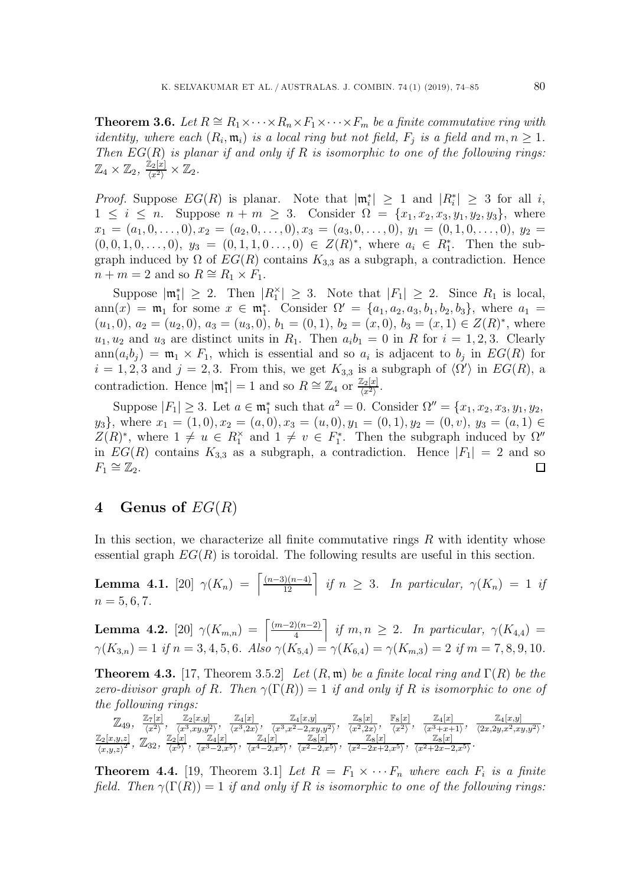**Theorem 3.6.** *Let $R \cong R_1 \times \cdots \times R_n \times F_1 \times \cdots \times F_m$ be a finite commutative ring with identity, where each $(R_i, \mathfrak{m}_i)$ is a local ring but not field, $F_j$ is a field and $m, n \geq 1$. Then $EG(R)$ is planar if and only if $R$ is isomorphic to one of the following rings: $\mathbb{Z}_4 \times \mathbb{Z}_2$, $\frac{\mathbb{Z}_2[x]}{\langle x^2 \rangle} \times \mathbb{Z}_2$.*

*Proof.* Suppose $EG(R)$ is planar. Note that $|\mathfrak{m}_i^*| \geq 1$ and $|R_i^*| \geq 3$ for all $i$, $1 \leq i \leq n$. Suppose $n + m \geq 3$. Consider $\Omega = \{x_1, x_2, x_3, y_1, y_2, y_3\}$, where $x_1 = (a_1, 0, \ldots, 0), x_2 = (a_2, 0, \ldots, 0), x_3 = (a_3, 0, \ldots, 0)$, $y_1 = (0, 1, 0, \ldots, 0)$, $y_2 = (0, 0, 1, 0, \ldots, 0)$, $y_3 = (0, 1, 1, 0 \ldots, 0) \in Z(R)^*$, where $a_i \in R_1^*$. Then the subgraph induced by $\Omega$ of $EG(R)$ contains $K_{3,3}$ as a subgraph, a contradiction. Hence $n + m = 2$ and so $R \cong R_1 \times F_1$.

Suppose $|\mathfrak{m}_1^*| \geq 2$. Then $|R_1^\times| \geq 3$. Note that $|F_1| \geq 2$. Since $R_1$ is local, $\text{ann}(x) = \mathfrak{m}_1$ for some $x \in \mathfrak{m}_1^*$. Consider $\Omega' = \{a_1, a_2, a_3, b_1, b_2, b_3\}$, where $a_1 = (u_1, 0)$, $a_2 = (u_2, 0)$, $a_3 = (u_3, 0)$, $b_1 = (0, 1)$, $b_2 = (x, 0)$, $b_3 = (x, 1) \in Z(R)^*$, where $u_1, u_2$ and $u_3$ are distinct units in $R_1$. Then $a_i b_1 = 0$ in $R$ for $i = 1, 2, 3$. Clearly $\text{ann}(a_i b_j) = \mathfrak{m}_1 \times F_1$, which is essential and so $a_i$ is adjacent to $b_j$ in $EG(R)$ for $i = 1, 2, 3$ and $j = 2, 3$. From this, we get $K_{3,3}$ is a subgraph of $\langle \Omega' \rangle$ in $EG(R)$, a contradiction. Hence $|\mathfrak{m}_1^*| = 1$ and so $R \cong \mathbb{Z}_4$ or $\frac{\mathbb{Z}_2[x]}{\langle x^2 \rangle}$.

Suppose $|F_1| \geq 3$. Let $a \in \mathfrak{m}_1^*$ such that $a^2 = 0$. Consider $\Omega'' = \{x_1, x_2, x_3, y_1, y_2, y_3\}$, where $x_1 = (1, 0), x_2 = (a, 0), x_3 = (u, 0), y_1 = (0, 1), y_2 = (0, v)$, $y_3 = (a, 1) \in Z(R)^*$, where $1 \neq u \in R_1^\times$ and $1 \neq v \in F_1^*$. Then the subgraph induced by $\Omega''$ in $EG(R)$ contains $K_{3,3}$ as a subgraph, a contradiction. Hence $|F_1| = 2$ and so $F_1 \cong \mathbb{Z}_2$. $\square$

## 4 Genus of $EG(R)$

In this section, we characterize all finite commutative rings $R$ with identity whose essential graph $EG(R)$ is toroidal. The following results are useful in this section.

**Lemma 4.1.** [20] $\gamma(K_n) = \left\lceil \frac{(n-3)(n-4)}{12} \right\rceil$ *if $n \geq 3$. In particular, $\gamma(K_n) = 1$ if $n = 5, 6, 7$.*

**Lemma 4.2.** [20] $\gamma(K_{m,n}) = \left\lceil \frac{(m-2)(n-2)}{4} \right\rceil$ *if $m, n \geq 2$. In particular, $\gamma(K_{4,4}) = \gamma(K_{3,n}) = 1$ if $n = 3, 4, 5, 6$. Also $\gamma(K_{5,4}) = \gamma(K_{6,4}) = \gamma(K_{m,3}) = 2$ if $m = 7, 8, 9, 10$.*

**Theorem 4.3.** [17, Theorem 3.5.2] *Let $(R, \mathfrak{m})$ be a finite local ring and $\Gamma(R)$ be the zero-divisor graph of $R$. Then $\gamma(\Gamma(R)) = 1$ if and only if $R$ is isomorphic to one of the following rings:*

$\mathbb{Z}_{49}$, $\frac{\mathbb{Z}_7[x]}{\langle x^2 \rangle}$, $\frac{\mathbb{Z}_2[x,y]}{\langle x^3, xy, y^2 \rangle}$, $\frac{\mathbb{Z}_4[x]}{\langle x^3, 2x \rangle}$, $\frac{\mathbb{Z}_4[x,y]}{\langle x^3, x^2-2, xy, y^2 \rangle}$, $\frac{\mathbb{Z}_8[x]}{\langle x^2, 2x \rangle}$, $\frac{\mathbb{F}_8[x]}{\langle x^2 \rangle}$, $\frac{\mathbb{Z}_4[x]}{\langle x^3+x+1 \rangle}$, $\frac{\mathbb{Z}_4[x,y]}{\langle 2x, 2y, x^2, xy, y^2 \rangle}$, $\frac{\mathbb{Z}_2[x,y,z]}{\langle x,y,z \rangle^2}$, $\mathbb{Z}_{32}$, $\frac{\mathbb{Z}_2[x]}{\langle x^5 \rangle}$, $\frac{\mathbb{Z}_4[x]}{\langle x^3-2, x^5 \rangle}$, $\frac{\mathbb{Z}_4[x]}{\langle x^4-2, x^5 \rangle}$, $\frac{\mathbb{Z}_8[x]}{\langle x^2-2, x^5 \rangle}$, $\frac{\mathbb{Z}_8[x]}{\langle x^2-2x+2, x^5 \rangle}$, $\frac{\mathbb{Z}_8[x]}{\langle x^2+2x-2, x^5 \rangle}$.

**Theorem 4.4.** [19, Theorem 3.1] *Let $R = F_1 \times \cdots F_n$ where each $F_i$ is a finite field. Then $\gamma(\Gamma(R)) = 1$ if and only if $R$ is isomorphic to one of the following rings:*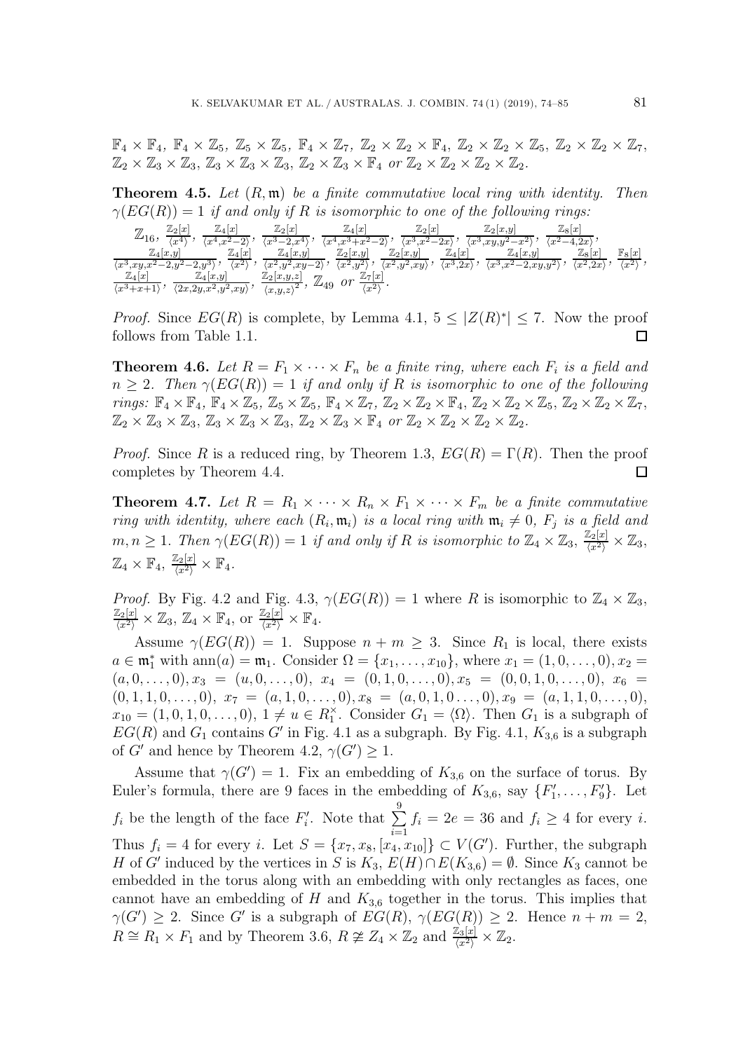$\mathbb{F}_4 \times \mathbb{F}_4$, $\mathbb{F}_4 \times \mathbb{Z}_5$, $\mathbb{Z}_5 \times \mathbb{Z}_5$, $\mathbb{F}_4 \times \mathbb{Z}_7$, $\mathbb{Z}_2 \times \mathbb{Z}_2 \times \mathbb{F}_4$, $\mathbb{Z}_2 \times \mathbb{Z}_2 \times \mathbb{Z}_5$, $\mathbb{Z}_2 \times \mathbb{Z}_2 \times \mathbb{Z}_7$, $\mathbb{Z}_2 \times \mathbb{Z}_3 \times \mathbb{Z}_3$, $\mathbb{Z}_3 \times \mathbb{Z}_3 \times \mathbb{Z}_3$, $\mathbb{Z}_2 \times \mathbb{Z}_3 \times \mathbb{F}_4$ *or* $\mathbb{Z}_2 \times \mathbb{Z}_2 \times \mathbb{Z}_2 \times \mathbb{Z}_2$.

**Theorem 4.5.** *Let $(R, \mathfrak{m})$ be a finite commutative local ring with identity. Then $\gamma(EG(R)) = 1$ if and only if $R$ is isomorphic to one of the following rings:*
$\mathbb{Z}_{16}$, $\frac{\mathbb{Z}_2[x]}{\langle x^4\rangle}$, $\frac{\mathbb{Z}_4[x]}{\langle x^4, x^2-2\rangle}$, $\frac{\mathbb{Z}_2[x]}{\langle x^3-2, x^4\rangle}$, $\frac{\mathbb{Z}_4[x]}{\langle x^4, x^3+x^2-2\rangle}$, $\frac{\mathbb{Z}_2[x]}{\langle x^3, x^2-2x\rangle}$, $\frac{\mathbb{Z}_2[x,y]}{\langle x^3, xy, y^2-x^2\rangle}$, $\frac{\mathbb{Z}_8[x]}{\langle x^2-4, 2x\rangle}$, $\frac{\mathbb{Z}_4[x,y]}{\langle x^3, xy, x^2-2, y^2-2, y^3\rangle}$, $\frac{\mathbb{Z}_4[x]}{\langle x^2\rangle}$, $\frac{\mathbb{Z}_4[x,y]}{\langle x^2, y^2, xy-2\rangle}$, $\frac{\mathbb{Z}_2[x,y]}{\langle x^2, y^2\rangle}$, $\frac{\mathbb{Z}_2[x,y]}{\langle x^2, y^2, xy\rangle}$, $\frac{\mathbb{Z}_4[x]}{\langle x^3, 2x\rangle}$, $\frac{\mathbb{Z}_4[x,y]}{\langle x^3, x^2-2, xy, y^2\rangle}$, $\frac{\mathbb{Z}_8[x]}{\langle x^2, 2x\rangle}$, $\frac{\mathbb{F}_8[x]}{\langle x^2\rangle}$, $\frac{\mathbb{Z}_4[x]}{\langle x^3+x+1\rangle}$, $\frac{\mathbb{Z}_4[x,y]}{\langle 2x, 2y, x^2, y^2, xy\rangle}$, $\frac{\mathbb{Z}_2[x,y,z]}{\langle x,y,z\rangle^2}$, $\mathbb{Z}_{49}$ *or* $\frac{\mathbb{Z}_7[x]}{\langle x^2\rangle}$.

*Proof.* Since $EG(R)$ is complete, by Lemma 4.1, $5 \leq |Z(R)^*| \leq 7$. Now the proof follows from Table 1.1. $\square$

**Theorem 4.6.** *Let $R = F_1 \times \cdots \times F_n$ be a finite ring, where each $F_i$ is a field and $n \geq 2$. Then $\gamma(EG(R)) = 1$ if and only if $R$ is isomorphic to one of the following rings: $\mathbb{F}_4 \times \mathbb{F}_4$, $\mathbb{F}_4 \times \mathbb{Z}_5$, $\mathbb{Z}_5 \times \mathbb{Z}_5$, $\mathbb{F}_4 \times \mathbb{Z}_7$, $\mathbb{Z}_2 \times \mathbb{Z}_2 \times \mathbb{F}_4$, $\mathbb{Z}_2 \times \mathbb{Z}_2 \times \mathbb{Z}_5$, $\mathbb{Z}_2 \times \mathbb{Z}_2 \times \mathbb{Z}_7$, $\mathbb{Z}_2 \times \mathbb{Z}_3 \times \mathbb{Z}_3$, $\mathbb{Z}_3 \times \mathbb{Z}_3 \times \mathbb{Z}_3$, $\mathbb{Z}_2 \times \mathbb{Z}_3 \times \mathbb{F}_4$ or $\mathbb{Z}_2 \times \mathbb{Z}_2 \times \mathbb{Z}_2 \times \mathbb{Z}_2$.*

*Proof.* Since $R$ is a reduced ring, by Theorem 1.3, $EG(R) = \Gamma(R)$. Then the proof completes by Theorem 4.4. $\square$

**Theorem 4.7.** *Let $R = R_1 \times \cdots \times R_n \times F_1 \times \cdots \times F_m$ be a finite commutative ring with identity, where each $(R_i, \mathfrak{m}_i)$ is a local ring with $\mathfrak{m}_i \neq 0$, $F_j$ is a field and $m, n \geq 1$. Then $\gamma(EG(R)) = 1$ if and only if $R$ is isomorphic to $\mathbb{Z}_4 \times \mathbb{Z}_3$, $\frac{\mathbb{Z}_2[x]}{\langle x^2\rangle} \times \mathbb{Z}_3$, $\mathbb{Z}_4 \times \mathbb{F}_4$, $\frac{\mathbb{Z}_2[x]}{\langle x^2\rangle} \times \mathbb{F}_4$.*

*Proof.* By Fig. 4.2 and Fig. 4.3, $\gamma(EG(R)) = 1$ where $R$ is isomorphic to $\mathbb{Z}_4 \times \mathbb{Z}_3$, $\frac{\mathbb{Z}_2[x]}{\langle x^2\rangle} \times \mathbb{Z}_3$, $\mathbb{Z}_4 \times \mathbb{F}_4$, or $\frac{\mathbb{Z}_2[x]}{\langle x^2\rangle} \times \mathbb{F}_4$.

Assume $\gamma(EG(R)) = 1$. Suppose $n + m \geq 3$. Since $R_1$ is local, there exists $a \in \mathfrak{m}_1^*$ with $\mathrm{ann}(a) = \mathfrak{m}_1$. Consider $\Omega = \{x_1, \ldots, x_{10}\}$, where $x_1 = (1, 0, \ldots, 0)$, $x_2 = (a, 0, \ldots, 0)$, $x_3 = (u, 0, \ldots, 0)$, $x_4 = (0, 1, 0, \ldots, 0)$, $x_5 = (0, 0, 1, 0, \ldots, 0)$, $x_6 = (0, 1, 1, 0, \ldots, 0)$, $x_7 = (a, 1, 0, \ldots, 0)$, $x_8 = (a, 0, 1, 0 \ldots, 0)$, $x_9 = (a, 1, 1, 0, \ldots, 0)$, $x_{10} = (1, 0, 1, 0, \ldots, 0)$, $1 \neq u \in R_1^\times$. Consider $G_1 = \langle \Omega \rangle$. Then $G_1$ is a subgraph of $EG(R)$ and $G_1$ contains $G'$ in Fig. 4.1 as a subgraph. By Fig. 4.1, $K_{3,6}$ is a subgraph of $G'$ and hence by Theorem 4.2, $\gamma(G') \geq 1$.

Assume that $\gamma(G') = 1$. Fix an embedding of $K_{3,6}$ on the surface of torus. By Euler's formula, there are 9 faces in the embedding of $K_{3,6}$, say $\{F_1', \ldots, F_9'\}$. Let $f_i$ be the length of the face $F_i'$. Note that $\sum_{i=1}^{9} f_i = 2e = 36$ and $f_i \geq 4$ for every $i$. Thus $f_i = 4$ for every $i$. Let $S = \{x_7, x_8, [x_4, x_{10}]\} \subset V(G')$. Further, the subgraph $H$ of $G'$ induced by the vertices in $S$ is $K_3$, $E(H) \cap E(K_{3,6}) = \emptyset$. Since $K_3$ cannot be embedded in the torus along with an embedding with only rectangles as faces, one cannot have an embedding of $H$ and $K_{3,6}$ together in the torus. This implies that $\gamma(G') \geq 2$. Since $G'$ is a subgraph of $EG(R)$, $\gamma(EG(R)) \geq 2$. Hence $n + m = 2$, $R \cong R_1 \times F_1$ and by Theorem 3.6, $R \ncong Z_4 \times \mathbb{Z}_2$ and $\frac{\mathbb{Z}_3[x]}{\langle x^2\rangle} \times \mathbb{Z}_2$.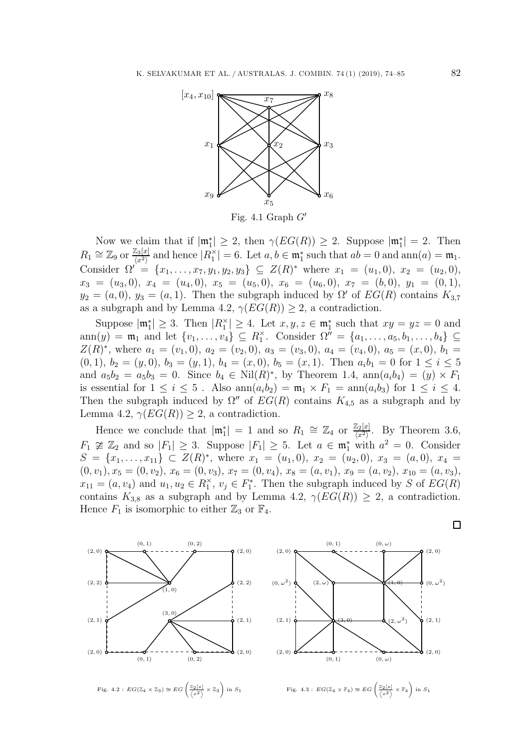Fig. 4.1 Graph $G'$

Now we claim that if $|\mathfrak{m}_1^*| \geq 2$, then $\gamma(EG(R)) \geq 2$. Suppose $|\mathfrak{m}_1^*| = 2$. Then $R_1 \cong \mathbb{Z}_9$ or $\frac{\mathbb{Z}_3[x]}{\langle x^2 \rangle}$ and hence $|R_1^\times| = 6$. Let $a, b \in \mathfrak{m}_1^*$ such that $ab = 0$ and $\text{ann}(a) = \mathfrak{m}_1$. Consider $\Omega' = \{x_1, \ldots, x_7, y_1, y_2, y_3\} \subseteq Z(R)^*$ where $x_1 = (u_1, 0)$, $x_2 = (u_2, 0)$, $x_3 = (u_3, 0)$, $x_4 = (u_4, 0)$, $x_5 = (u_5, 0)$, $x_6 = (u_6, 0)$, $x_7 = (b, 0)$, $y_1 = (0, 1)$, $y_2 = (a, 0)$, $y_3 = (a, 1)$. Then the subgraph induced by $\Omega'$ of $EG(R)$ contains $K_{3,7}$ as a subgraph and by Lemma 4.2, $\gamma(EG(R)) \geq 2$, a contradiction.

Suppose $|\mathfrak{m}_1^*| \geq 3$. Then $|R_1^\times| \geq 4$. Let $x, y, z \in \mathfrak{m}_1^*$ such that $xy = yz = 0$ and $\text{ann}(y) = \mathfrak{m}_1$ and let $\{v_1, \ldots, v_4\} \subseteq R_1^\times$. Consider $\Omega'' = \{a_1, \ldots, a_5, b_1, \ldots, b_4\} \subseteq Z(R)^*$, where $a_1 = (v_1, 0)$, $a_2 = (v_2, 0)$, $a_3 = (v_3, 0)$, $a_4 = (v_4, 0)$, $a_5 = (x, 0)$, $b_1 = (0, 1)$, $b_2 = (y, 0)$, $b_3 = (y, 1)$, $b_4 = (x, 0)$, $b_5 = (x, 1)$. Then $a_i b_1 = 0$ for $1 \leq i \leq 5$ and $a_5 b_2 = a_5 b_3 = 0$. Since $b_4 \in \text{Nil}(R)^*$, by Theorem 1.4, $\text{ann}(a_i b_4) = (y) \times F_1$ is essential for $1 \leq i \leq 5$ . Also $\text{ann}(a_i b_2) = \mathfrak{m}_1 \times F_1 = \text{ann}(a_i b_3)$ for $1 \leq i \leq 4$. Then the subgraph induced by $\Omega''$ of $EG(R)$ contains $K_{4,5}$ as a subgraph and by Lemma 4.2, $\gamma(EG(R)) \geq 2$, a contradiction.

Hence we conclude that $|\mathfrak{m}_1^*| = 1$ and so $R_1 \cong \mathbb{Z}_4$ or $\frac{\mathbb{Z}_2[x]}{\langle x^2 \rangle}$. By Theorem 3.6, $F_1 \not\cong \mathbb{Z}_2$ and so $|F_1| \geq 3$. Suppose $|F_1| \geq 5$. Let $a \in \mathfrak{m}_1^*$ with $a^2 = 0$. Consider $S = \{x_1, \ldots, x_{11}\} \subset Z(R)^*$, where $x_1 = (u_1, 0)$, $x_2 = (u_2, 0)$, $x_3 = (a, 0)$, $x_4 = (0, v_1)$, $x_5 = (0, v_2)$, $x_6 = (0, v_3)$, $x_7 = (0, v_4)$, $x_8 = (a, v_1)$, $x_9 = (a, v_2)$, $x_{10} = (a, v_3)$, $x_{11} = (a, v_4)$ and $u_1, u_2 \in R_1^\times$, $v_j \in F_1^*$. Then the subgraph induced by $S$ of $EG(R)$ contains $K_{3,8}$ as a subgraph and by Lemma 4.2, $\gamma(EG(R)) \geq 2$, a contradiction. Hence $F_1$ is isomorphic to either $\mathbb{Z}_3$ or $\mathbb{F}_4$.

□

Fig. 4.2 : $EG(\mathbb{Z}_4 \times \mathbb{Z}_3) \cong EG\left(\frac{\mathbb{Z}_2[x]}{\langle x^2 \rangle} \times \mathbb{Z}_3\right)$ in $S_1$

Fig. 4.3 : $EG(\mathbb{Z}_4 \times \mathbb{F}_4) \cong EG\left(\frac{\mathbb{Z}_2[x]}{\langle x^2 \rangle} \times \mathbb{F}_4\right)$ in $S_1$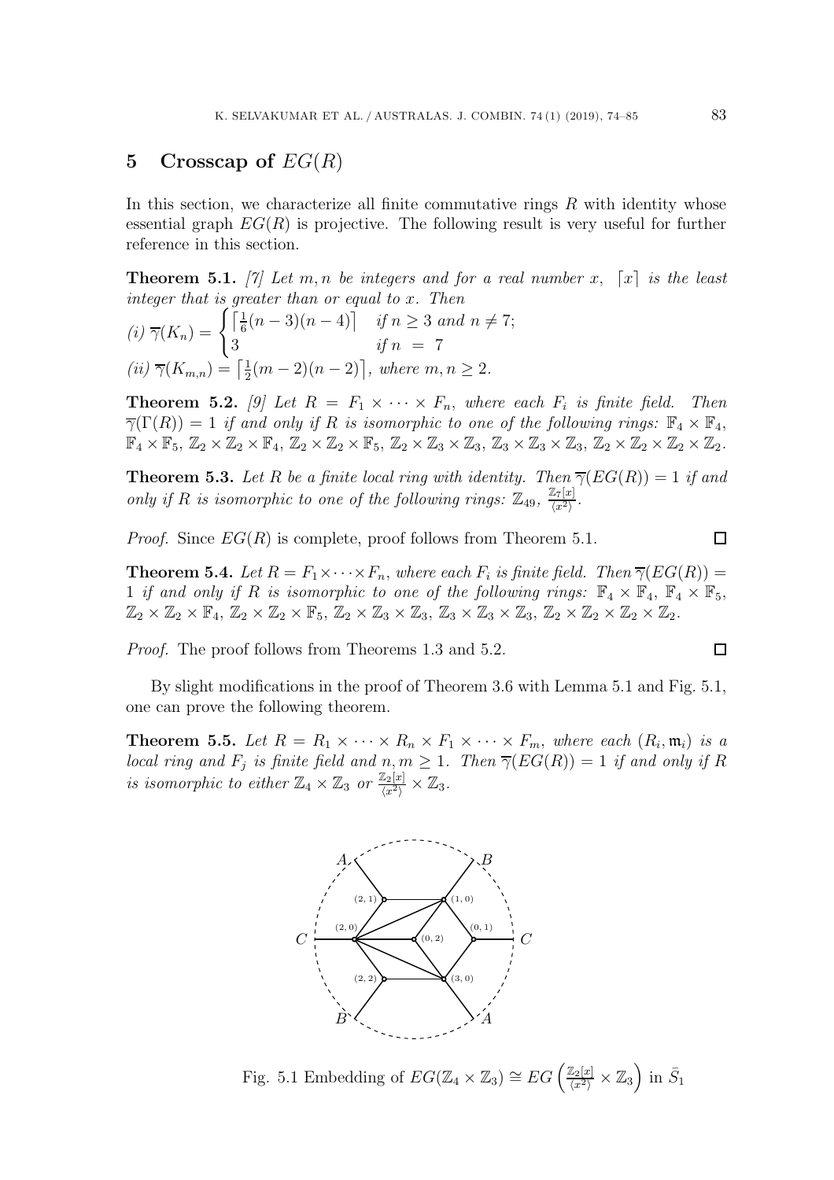## 5 Crosscap of $EG(R)$

In this section, we characterize all finite commutative rings $R$ with identity whose essential graph $EG(R)$ is projective. The following result is very useful for further reference in this section.

**Theorem 5.1.** *[7] Let $m, n$ be integers and for a real number $x$, $\lceil x \rceil$ is the least integer that is greater than or equal to $x$. Then*

*(i)* $\overline{\gamma}(K_n) = \begin{cases} \left\lceil \frac{1}{6}(n-3)(n-4) \right\rceil & \text{if } n \geq 3 \text{ and } n \neq 7; \\ 3 & \text{if } n = 7 \end{cases}$

*(ii)* $\overline{\gamma}(K_{m,n}) = \left\lceil \frac{1}{2}(m-2)(n-2) \right\rceil$*, where* $m, n \geq 2$.

**Theorem 5.2.** *[9] Let $R = F_1 \times \cdots \times F_n$, where each $F_i$ is finite field. Then $\overline{\gamma}(\Gamma(R)) = 1$ if and only if $R$ is isomorphic to one of the following rings: $\mathbb{F}_4 \times \mathbb{F}_4$, $\mathbb{F}_4 \times \mathbb{F}_5$, $\mathbb{Z}_2 \times \mathbb{Z}_2 \times \mathbb{F}_4$, $\mathbb{Z}_2 \times \mathbb{Z}_2 \times \mathbb{F}_5$, $\mathbb{Z}_2 \times \mathbb{Z}_3 \times \mathbb{Z}_3$, $\mathbb{Z}_3 \times \mathbb{Z}_3 \times \mathbb{Z}_3$, $\mathbb{Z}_2 \times \mathbb{Z}_2 \times \mathbb{Z}_2 \times \mathbb{Z}_2$.*

**Theorem 5.3.** *Let $R$ be a finite local ring with identity. Then $\overline{\gamma}(EG(R)) = 1$ if and only if $R$ is isomorphic to one of the following rings: $\mathbb{Z}_{49}$, $\frac{\mathbb{Z}_7[x]}{\langle x^2 \rangle}$.*

*Proof.* Since $EG(R)$ is complete, proof follows from Theorem 5.1. □

**Theorem 5.4.** *Let $R = F_1 \times \cdots \times F_n$, where each $F_i$ is finite field. Then $\overline{\gamma}(EG(R)) = 1$ if and only if $R$ is isomorphic to one of the following rings: $\mathbb{F}_4 \times \mathbb{F}_4$, $\mathbb{F}_4 \times \mathbb{F}_5$, $\mathbb{Z}_2 \times \mathbb{Z}_2 \times \mathbb{F}_4$, $\mathbb{Z}_2 \times \mathbb{Z}_2 \times \mathbb{F}_5$, $\mathbb{Z}_2 \times \mathbb{Z}_3 \times \mathbb{Z}_3$, $\mathbb{Z}_3 \times \mathbb{Z}_3 \times \mathbb{Z}_3$, $\mathbb{Z}_2 \times \mathbb{Z}_2 \times \mathbb{Z}_2 \times \mathbb{Z}_2$.*

*Proof.* The proof follows from Theorems 1.3 and 5.2. □

By slight modifications in the proof of Theorem 3.6 with Lemma 5.1 and Fig. 5.1, one can prove the following theorem.

**Theorem 5.5.** *Let $R = R_1 \times \cdots \times R_n \times F_1 \times \cdots \times F_m$, where each $(R_i, \mathfrak{m}_i)$ is a local ring and $F_j$ is finite field and $n, m \geq 1$. Then $\overline{\gamma}(EG(R)) = 1$ if and only if $R$ is isomorphic to either $\mathbb{Z}_4 \times \mathbb{Z}_3$ or $\frac{\mathbb{Z}_2[x]}{\langle x^2 \rangle} \times \mathbb{Z}_3$.*

Fig. 5.1 Embedding of $EG(\mathbb{Z}_4 \times \mathbb{Z}_3) \cong EG\left(\frac{\mathbb{Z}_2[x]}{\langle x^2 \rangle} \times \mathbb{Z}_3\right)$ in $\bar{S}_1$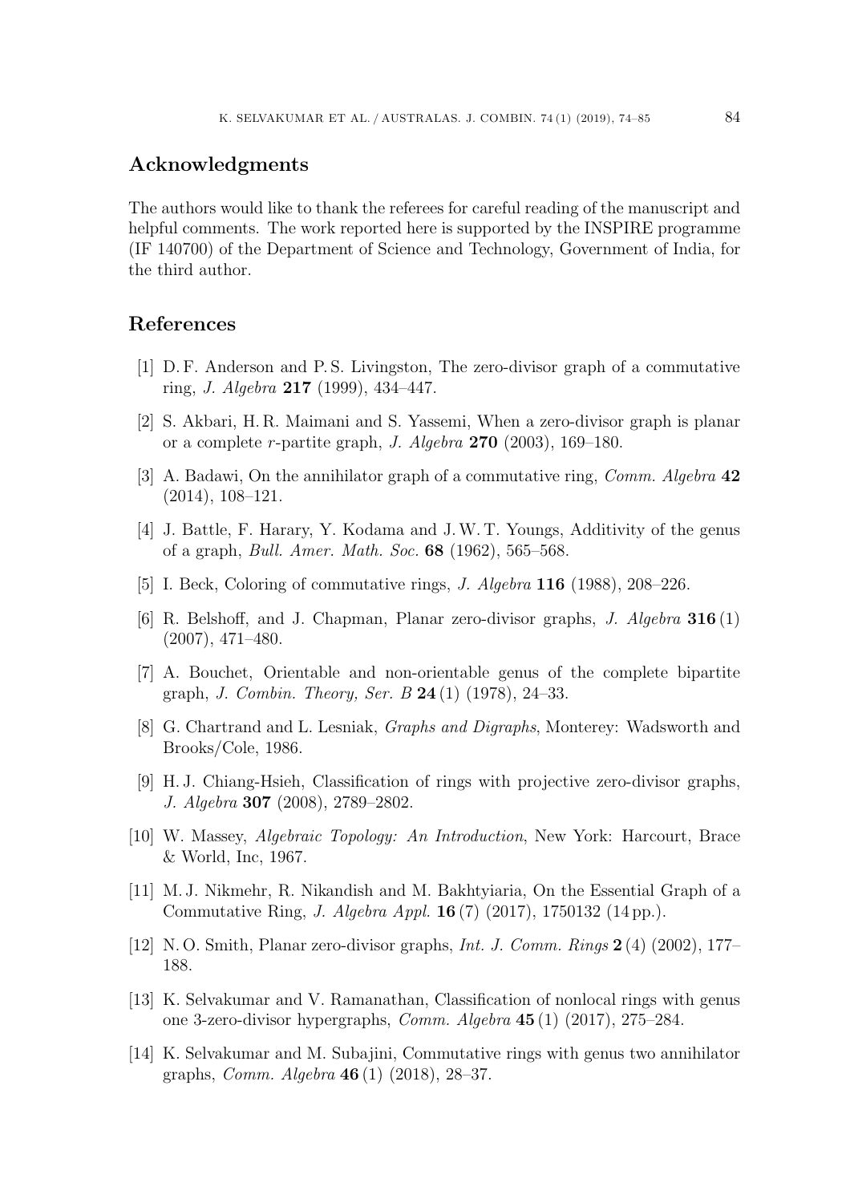## Acknowledgments

The authors would like to thank the referees for careful reading of the manuscript and helpful comments. The work reported here is supported by the INSPIRE programme (IF 140700) of the Department of Science and Technology, Government of India, for the third author.

## References

[1] D. F. Anderson and P. S. Livingston, The zero-divisor graph of a commutative ring, *J. Algebra* **217** (1999), 434–447.

[2] S. Akbari, H. R. Maimani and S. Yassemi, When a zero-divisor graph is planar or a complete $r$-partite graph, *J. Algebra* **270** (2003), 169–180.

[3] A. Badawi, On the annihilator graph of a commutative ring, *Comm. Algebra* **42** (2014), 108–121.

[4] J. Battle, F. Harary, Y. Kodama and J. W. T. Youngs, Additivity of the genus of a graph, *Bull. Amer. Math. Soc.* **68** (1962), 565–568.

[5] I. Beck, Coloring of commutative rings, *J. Algebra* **116** (1988), 208–226.

[6] R. Belshoff, and J. Chapman, Planar zero-divisor graphs, *J. Algebra* **316** (1) (2007), 471–480.

[7] A. Bouchet, Orientable and non-orientable genus of the complete bipartite graph, *J. Combin. Theory, Ser. B* **24** (1) (1978), 24–33.

[8] G. Chartrand and L. Lesniak, *Graphs and Digraphs*, Monterey: Wadsworth and Brooks/Cole, 1986.

[9] H. J. Chiang-Hsieh, Classification of rings with projective zero-divisor graphs, *J. Algebra* **307** (2008), 2789–2802.

[10] W. Massey, *Algebraic Topology: An Introduction*, New York: Harcourt, Brace & World, Inc, 1967.

[11] M. J. Nikmehr, R. Nikandish and M. Bakhtyiaria, On the Essential Graph of a Commutative Ring, *J. Algebra Appl.* **16** (7) (2017), 1750132 (14 pp.).

[12] N. O. Smith, Planar zero-divisor graphs, *Int. J. Comm. Rings* **2** (4) (2002), 177–188.

[13] K. Selvakumar and V. Ramanathan, Classification of nonlocal rings with genus one 3-zero-divisor hypergraphs, *Comm. Algebra* **45** (1) (2017), 275–284.

[14] K. Selvakumar and M. Subajini, Commutative rings with genus two annihilator graphs, *Comm. Algebra* **46** (1) (2018), 28–37.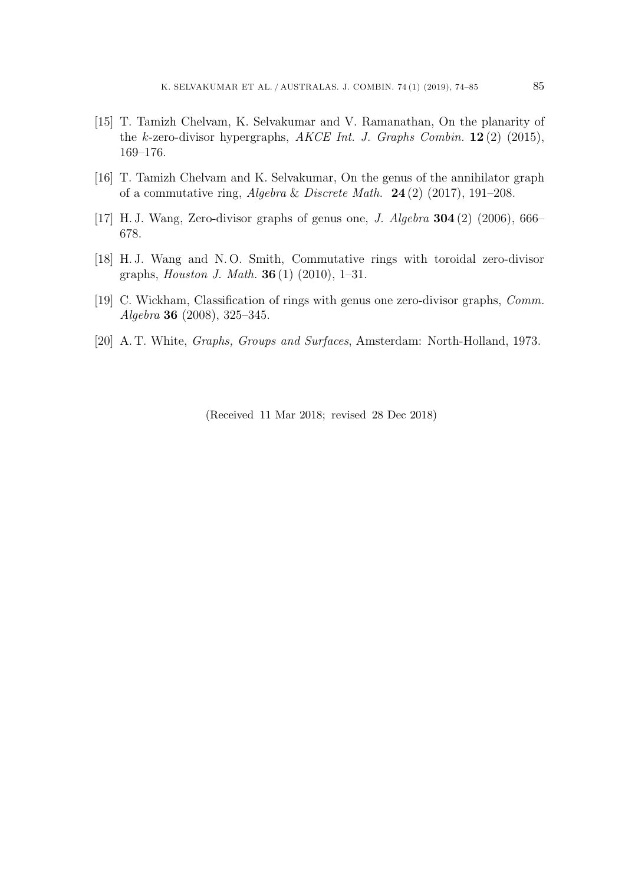[15] T. Tamizh Chelvam, K. Selvakumar and V. Ramanathan, On the planarity of the $k$-zero-divisor hypergraphs, *AKCE Int. J. Graphs Combin.* **12** (2) (2015), 169–176.

[16] T. Tamizh Chelvam and K. Selvakumar, On the genus of the annihilator graph of a commutative ring, *Algebra & Discrete Math.* **24** (2) (2017), 191–208.

[17] H. J. Wang, Zero-divisor graphs of genus one, *J. Algebra* **304** (2) (2006), 666–678.

[18] H. J. Wang and N. O. Smith, Commutative rings with toroidal zero-divisor graphs, *Houston J. Math.* **36** (1) (2010), 1–31.

[19] C. Wickham, Classification of rings with genus one zero-divisor graphs, *Comm. Algebra* **36** (2008), 325–345.

[20] A. T. White, *Graphs, Groups and Surfaces*, Amsterdam: North-Holland, 1973.

(Received 11 Mar 2018; revised 28 Dec 2018)